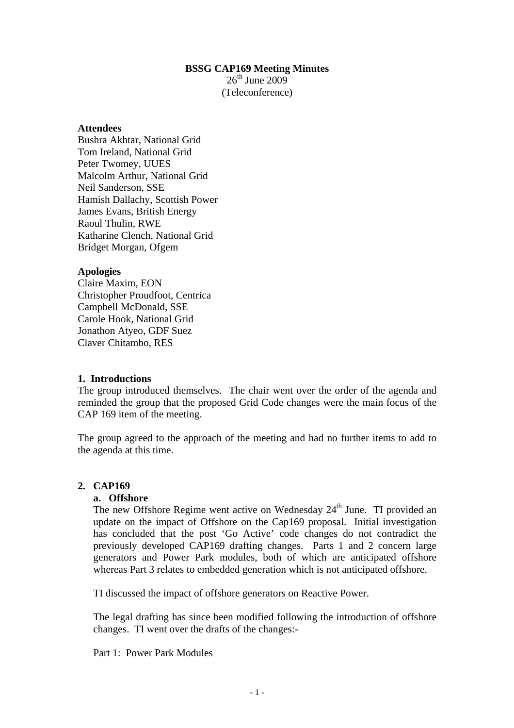# BSSG CAP169 Meeting Minutes

26th June 2009
(Teleconference)

**Attendees**
Bushra Akhtar, National Grid
Tom Ireland, National Grid
Peter Twomey, UUES
Malcolm Arthur, National Grid
Neil Sanderson, SSE
Hamish Dallachy, Scottish Power
James Evans, British Energy
Raoul Thulin, RWE
Katharine Clench, National Grid
Bridget Morgan, Ofgem

**Apologies**
Claire Maxim, EON
Christopher Proudfoot, Centrica
Campbell McDonald, SSE
Carole Hook, National Grid
Jonathon Atyeo, GDF Suez
Claver Chitambo, RES

## 1. Introductions

The group introduced themselves. The chair went over the order of the agenda and reminded the group that the proposed Grid Code changes were the main focus of the CAP 169 item of the meeting.

The group agreed to the approach of the meeting and had no further items to add to the agenda at this time.

## 2. CAP169

### a. Offshore

The new Offshore Regime went active on Wednesday 24th June. TI provided an update on the impact of Offshore on the Cap169 proposal. Initial investigation has concluded that the post 'Go Active' code changes do not contradict the previously developed CAP169 drafting changes. Parts 1 and 2 concern large generators and Power Park modules, both of which are anticipated offshore whereas Part 3 relates to embedded generation which is not anticipated offshore.

TI discussed the impact of offshore generators on Reactive Power.

The legal drafting has since been modified following the introduction of offshore changes. TI went over the drafts of the changes:-

Part 1: Power Park Modules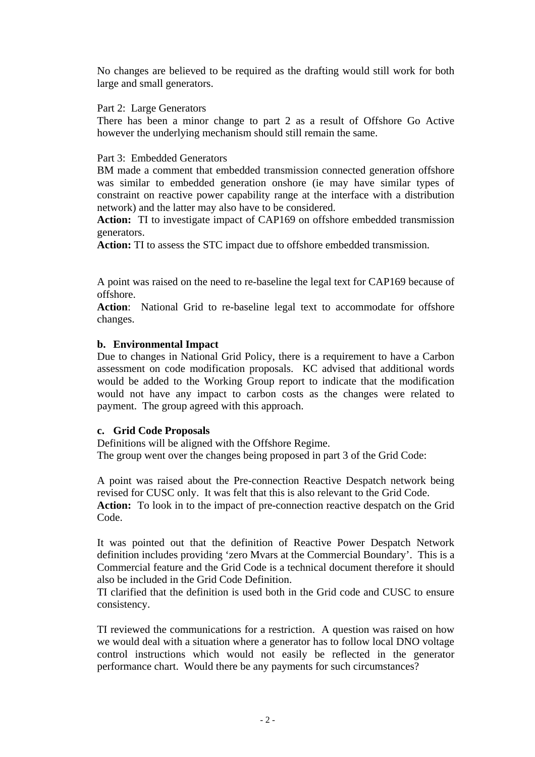No changes are believed to be required as the drafting would still work for both large and small generators.

Part 2: Large Generators
There has been a minor change to part 2 as a result of Offshore Go Active however the underlying mechanism should still remain the same.

Part 3: Embedded Generators
BM made a comment that embedded transmission connected generation offshore was similar to embedded generation onshore (ie may have similar types of constraint on reactive power capability range at the interface with a distribution network) and the latter may also have to be considered.
**Action:** TI to investigate impact of CAP169 on offshore embedded transmission generators.
**Action:** TI to assess the STC impact due to offshore embedded transmission.

A point was raised on the need to re-baseline the legal text for CAP169 because of offshore.
**Action**: National Grid to re-baseline legal text to accommodate for offshore changes.

**b. Environmental Impact**

Due to changes in National Grid Policy, there is a requirement to have a Carbon assessment on code modification proposals. KC advised that additional words would be added to the Working Group report to indicate that the modification would not have any impact to carbon costs as the changes were related to payment. The group agreed with this approach.

**c. Grid Code Proposals**

Definitions will be aligned with the Offshore Regime.
The group went over the changes being proposed in part 3 of the Grid Code:

A point was raised about the Pre-connection Reactive Despatch network being revised for CUSC only. It was felt that this is also relevant to the Grid Code.
**Action:** To look in to the impact of pre-connection reactive despatch on the Grid Code.

It was pointed out that the definition of Reactive Power Despatch Network definition includes providing 'zero Mvars at the Commercial Boundary'. This is a Commercial feature and the Grid Code is a technical document therefore it should also be included in the Grid Code Definition.
TI clarified that the definition is used both in the Grid code and CUSC to ensure consistency.

TI reviewed the communications for a restriction. A question was raised on how we would deal with a situation where a generator has to follow local DNO voltage control instructions which would not easily be reflected in the generator performance chart. Would there be any payments for such circumstances?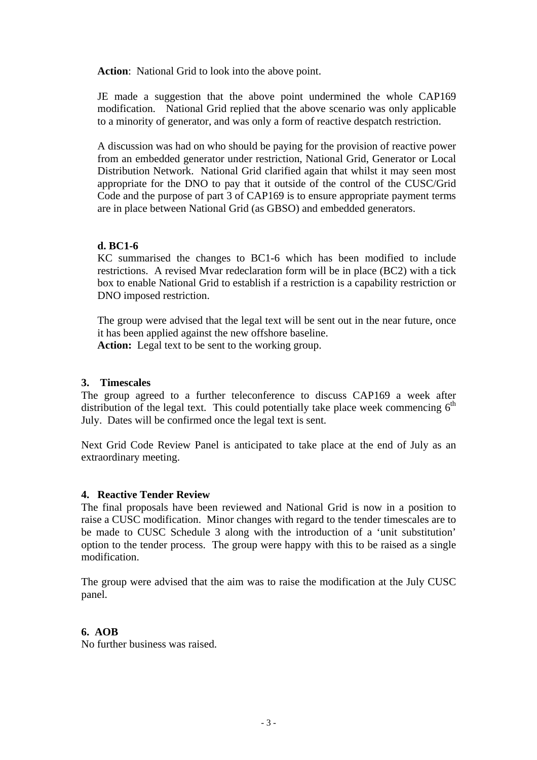**Action**: National Grid to look into the above point.

JE made a suggestion that the above point undermined the whole CAP169 modification. National Grid replied that the above scenario was only applicable to a minority of generator, and was only a form of reactive despatch restriction.

A discussion was had on who should be paying for the provision of reactive power from an embedded generator under restriction, National Grid, Generator or Local Distribution Network. National Grid clarified again that whilst it may seen most appropriate for the DNO to pay that it outside of the control of the CUSC/Grid Code and the purpose of part 3 of CAP169 is to ensure appropriate payment terms are in place between National Grid (as GBSO) and embedded generators.

**d. BC1-6**

KC summarised the changes to BC1-6 which has been modified to include restrictions. A revised Mvar redeclaration form will be in place (BC2) with a tick box to enable National Grid to establish if a restriction is a capability restriction or DNO imposed restriction.

The group were advised that the legal text will be sent out in the near future, once it has been applied against the new offshore baseline.
**Action:** Legal text to be sent to the working group.

### 3. Timescales

The group agreed to a further teleconference to discuss CAP169 a week after distribution of the legal text. This could potentially take place week commencing 6th July. Dates will be confirmed once the legal text is sent.

Next Grid Code Review Panel is anticipated to take place at the end of July as an extraordinary meeting.

### 4. Reactive Tender Review

The final proposals have been reviewed and National Grid is now in a position to raise a CUSC modification. Minor changes with regard to the tender timescales are to be made to CUSC Schedule 3 along with the introduction of a 'unit substitution' option to the tender process. The group were happy with this to be raised as a single modification.

The group were advised that the aim was to raise the modification at the July CUSC panel.

### 6. AOB

No further business was raised.